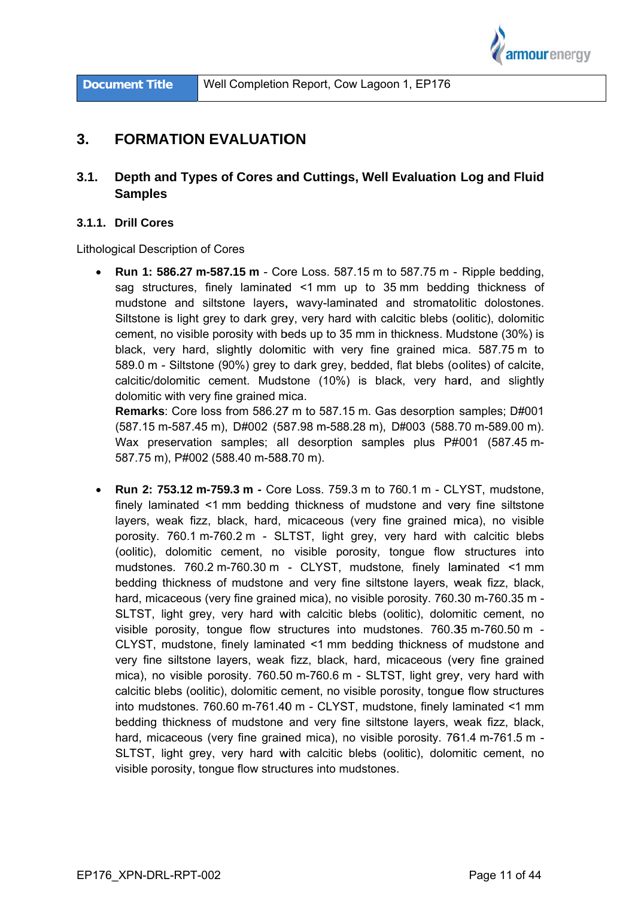| Document Title | Well Completion Report, Cow Lagoon 1, EP176 |
|---|---|

# 3. FORMATION EVALUATION

## 3.1. Depth and Types of Cores and Cuttings, Well Evaluation Log and Fluid Samples

### 3.1.1. Drill Cores

Lithological Description of Cores

- **Run 1: 586.27 m-587.15 m** - Core Loss. 587.15 m to 587.75 m - Ripple bedding, sag structures, finely laminated <1 mm up to 35 mm bedding thickness of mudstone and siltstone layers**,** wavy-laminated and stromatolitic dolostones. Siltstone is light grey to dark grey, very hard with calcitic blebs (oolitic), dolomitic cement, no visible porosity with beds up to 35 mm in thickness. Mudstone (30%) is black, very hard, slightly dolomitic with very fine grained mica. 587.75 m to 589.0 m - Siltstone (90%) grey to dark grey, bedded, flat blebs (oolites) of calcite, calcitic/dolomitic cement. Mudstone (10%) is black, very hard, and slightly dolomitic with very fine grained mica.
  **Remarks**: Core loss from 586.27 m to 587.15 m. Gas desorption samples; D#001 (587.15 m-587.45 m), D#002 (587.98 m-588.28 m), D#003 (588.70 m-589.00 m). Wax preservation samples; all desorption samples plus P#001 (587.45 m-587.75 m), P#002 (588.40 m-588.70 m).

- **Run 2: 753.12 m-759.3 m -** Core Loss. 759.3 m to 760.1 m - CLYST, mudstone, finely laminated <1 mm bedding thickness of mudstone and very fine siltstone layers, weak fizz, black, hard, micaceous (very fine grained mica), no visible porosity. 760.1 m-760.2 m - SLTST, light grey, very hard with calcitic blebs (oolitic), dolomitic cement, no visible porosity, tongue flow structures into mudstones. 760.2 m-760.30 m - CLYST, mudstone, finely laminated <1 mm bedding thickness of mudstone and very fine siltstone layers, weak fizz, black, hard, micaceous (very fine grained mica), no visible porosity. 760.30 m-760.35 m - SLTST, light grey, very hard with calcitic blebs (oolitic), dolomitic cement, no visible porosity, tongue flow structures into mudstones. 760.35 m-760.50 m - CLYST, mudstone, finely laminated <1 mm bedding thickness of mudstone and very fine siltstone layers, weak fizz, black, hard, micaceous (very fine grained mica), no visible porosity. 760.50 m-760.6 m - SLTST, light grey, very hard with calcitic blebs (oolitic), dolomitic cement, no visible porosity, tongue flow structures into mudstones. 760.60 m-761.40 m - CLYST, mudstone, finely laminated <1 mm bedding thickness of mudstone and very fine siltstone layers, weak fizz, black, hard, micaceous (very fine grained mica), no visible porosity. 761.4 m-761.5 m - SLTST, light grey, very hard with calcitic blebs (oolitic), dolomitic cement, no visible porosity, tongue flow structures into mudstones.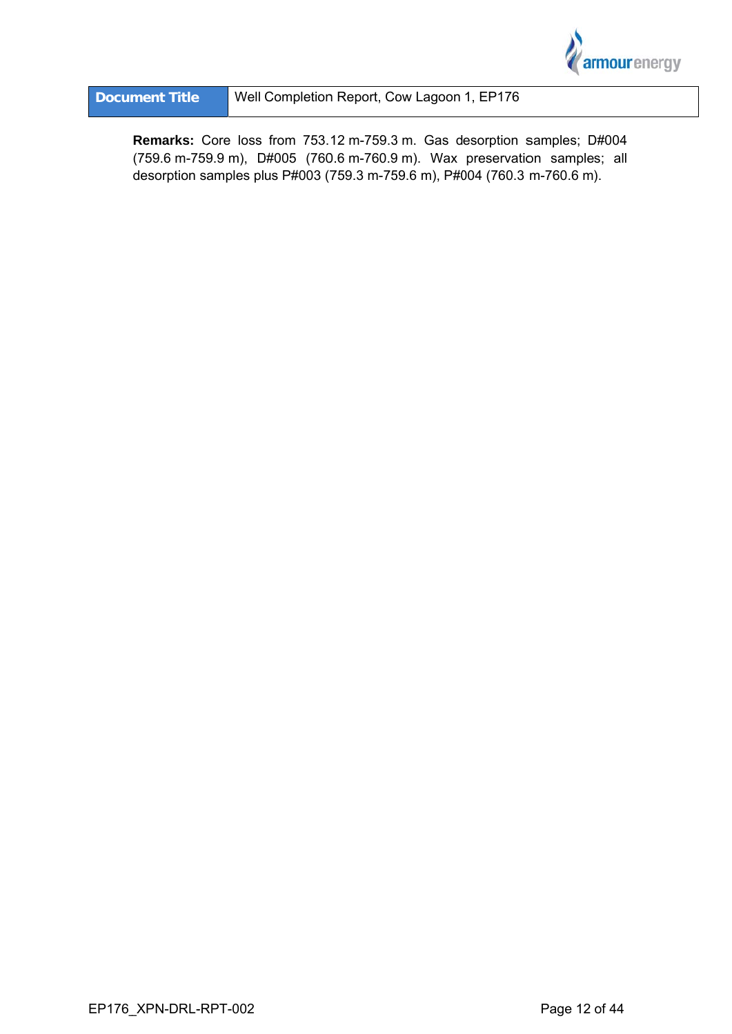**Remarks:** Core loss from 753.12 m-759.3 m. Gas desorption samples; D#004 (759.6 m-759.9 m), D#005 (760.6 m-760.9 m). Wax preservation samples; all desorption samples plus P#003 (759.3 m-759.6 m), P#004 (760.3 m-760.6 m).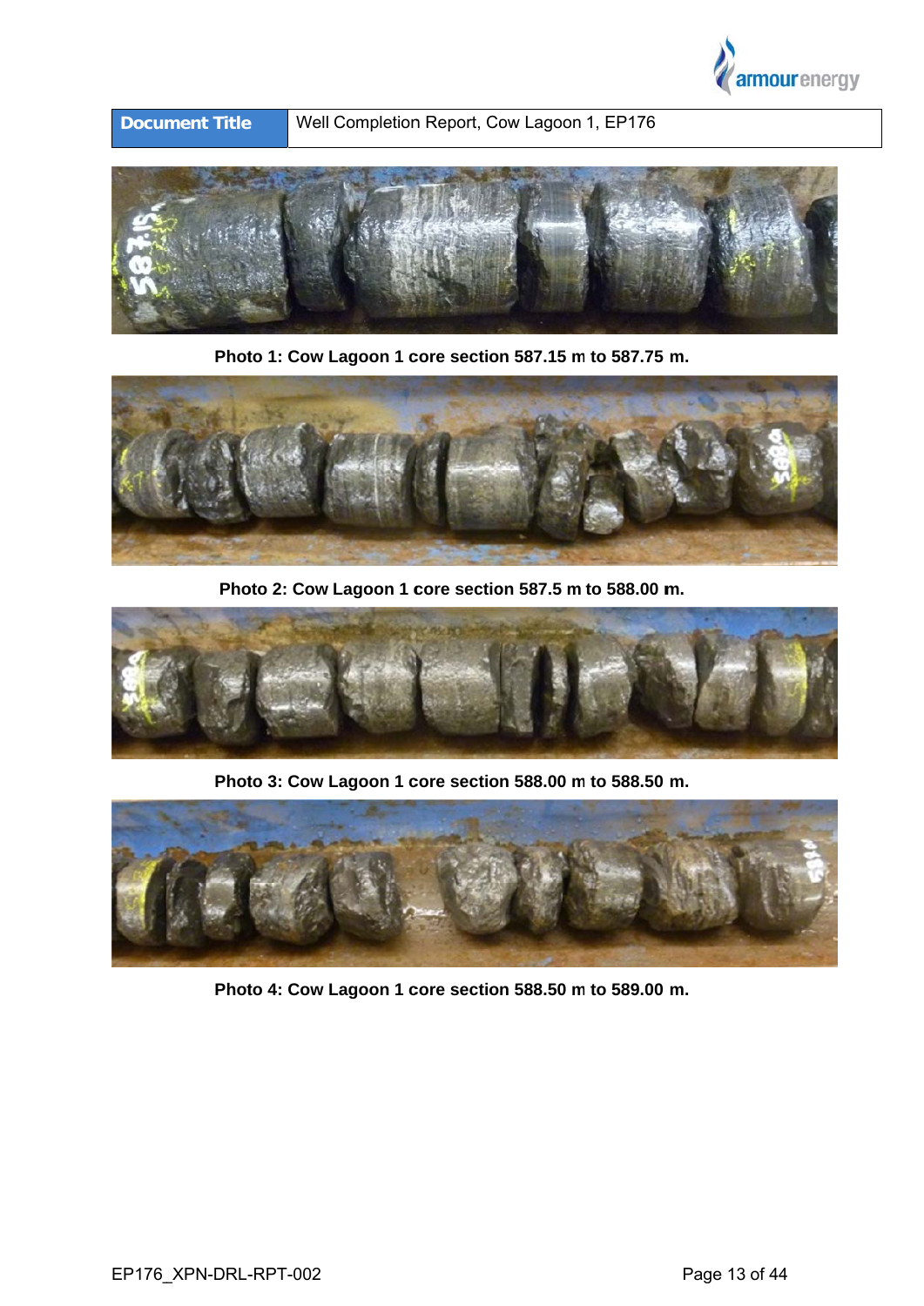Photo 1: Cow Lagoon 1 core section 587.15 m to 587.75 m.

Photo 2: Cow Lagoon 1 core section 587.5 m to 588.00 m.

Photo 3: Cow Lagoon 1 core section 588.00 m to 588.50 m.

Photo 4: Cow Lagoon 1 core section 588.50 m to 589.00 m.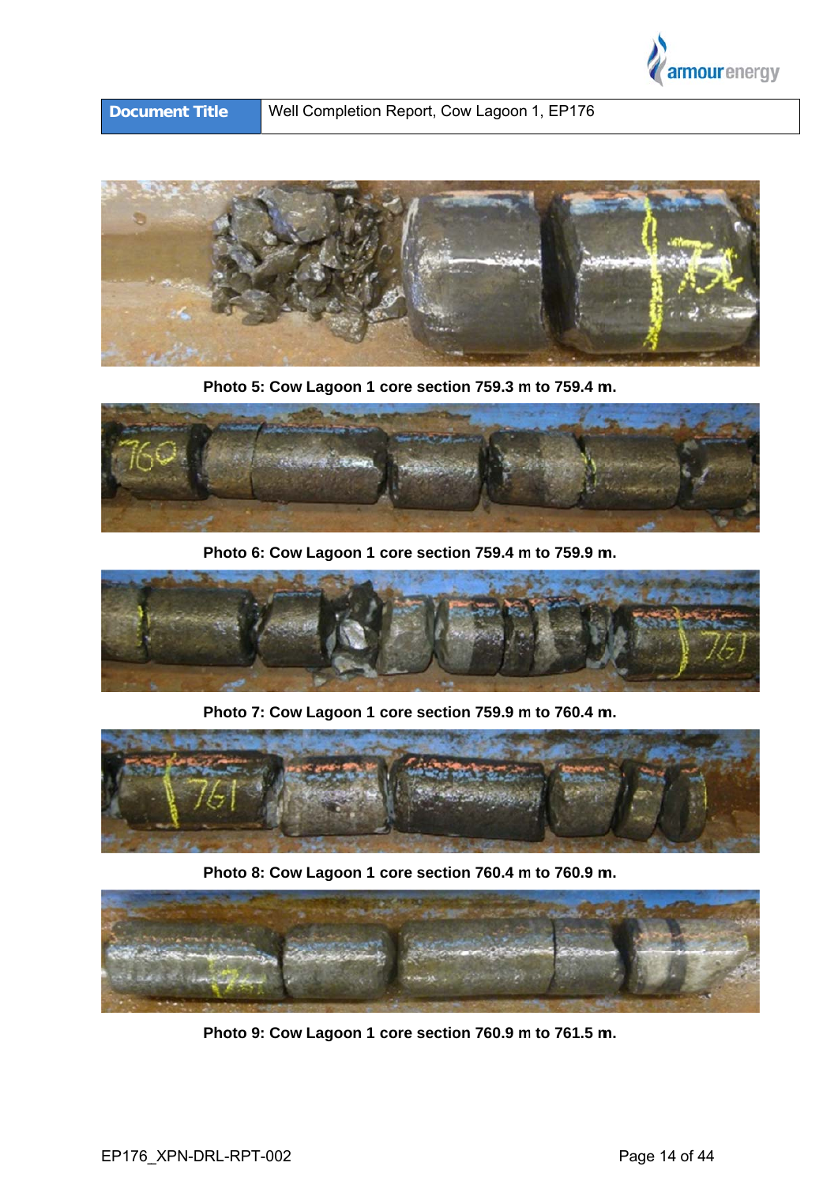Photo 5: Cow Lagoon 1 core section 759.3 m to 759.4 m.

Photo 6: Cow Lagoon 1 core section 759.4 m to 759.9 m.

Photo 7: Cow Lagoon 1 core section 759.9 m to 760.4 m.

Photo 8: Cow Lagoon 1 core section 760.4 m to 760.9 m.

Photo 9: Cow Lagoon 1 core section 760.9 m to 761.5 m.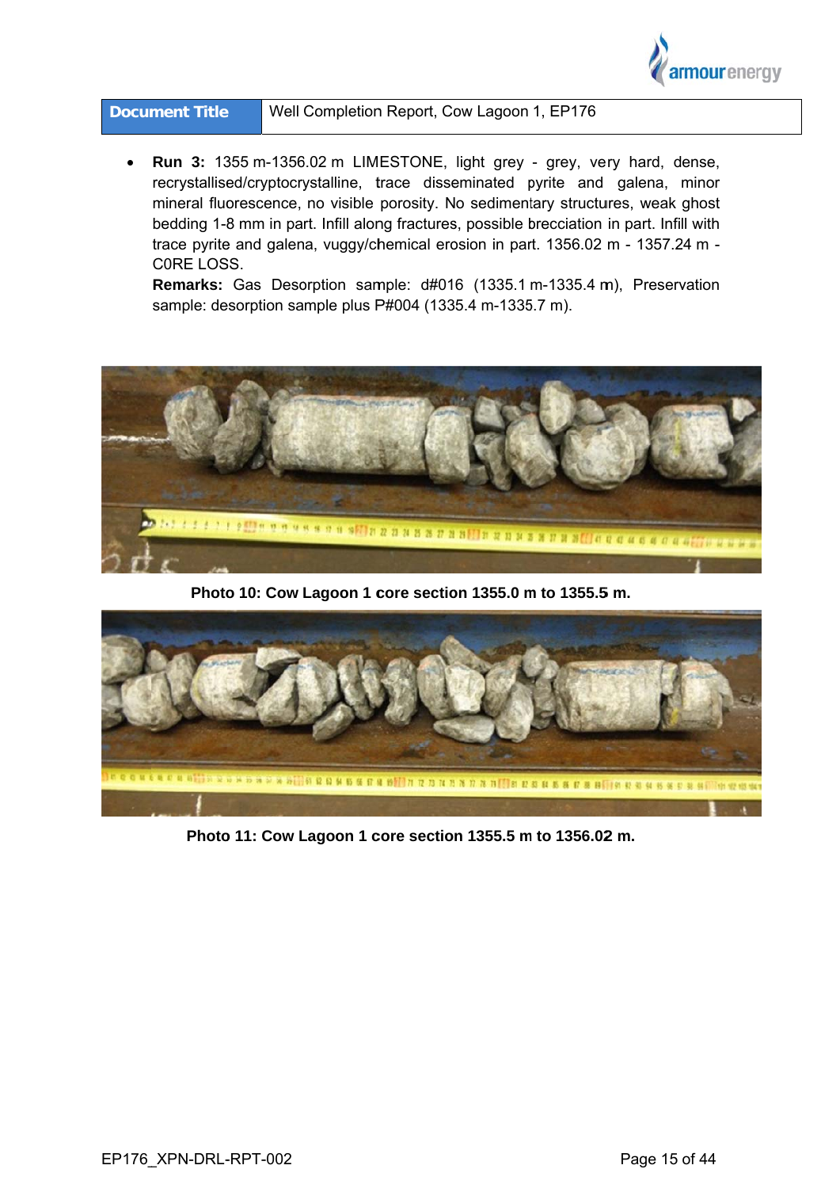- **Run 3:** 1355 m-1356.02 m LIMESTONE, light grey - grey, very hard, dense, recrystallised/cryptocrystalline, trace disseminated pyrite and galena, minor mineral fluorescence, no visible porosity. No sedimentary structures, weak ghost bedding 1-8 mm in part. Infill along fractures, possible brecciation in part. Infill with trace pyrite and galena, vuggy/chemical erosion in part. 1356.02 m - 1357.24 m - C0RE LOSS.
  **Remarks:** Gas Desorption sample: d#016 (1335.1 m-1335.4 m), Preservation sample: desorption sample plus P#004 (1335.4 m-1335.7 m).

**Photo 10: Cow Lagoon 1 core section 1355.0 m to 1355.5 m.**

**Photo 11: Cow Lagoon 1 core section 1355.5 m to 1356.02 m.**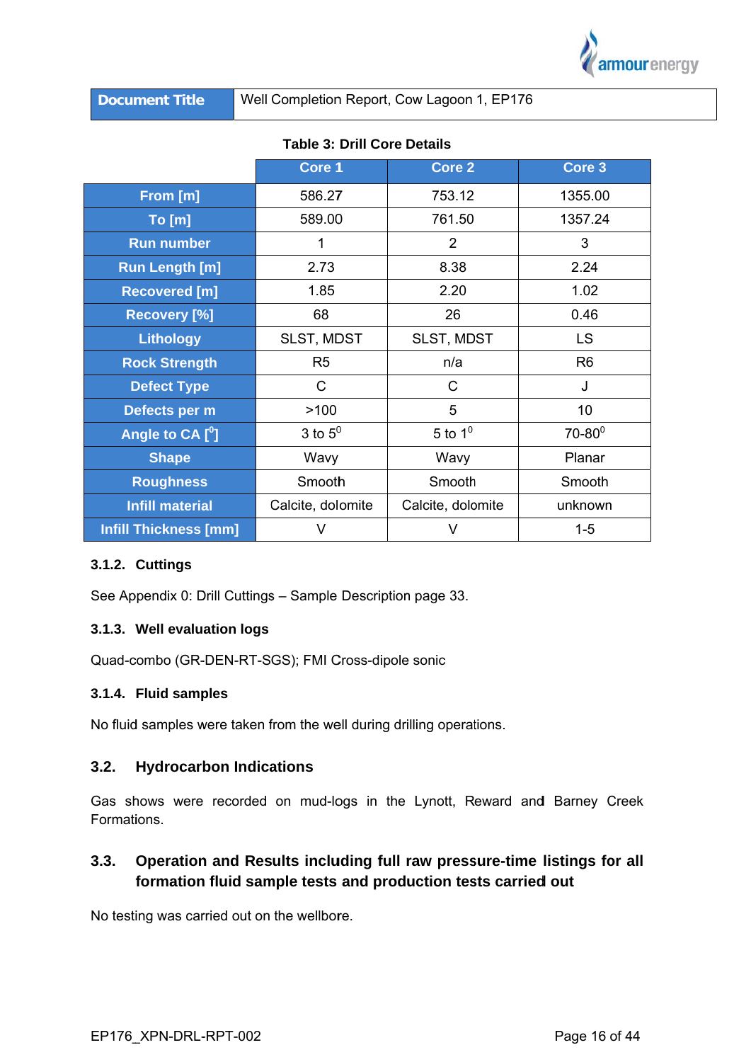| Document Title | Well Completion Report, Cow Lagoon 1, EP176 |
|---|---|

**Table 3: Drill Core Details**

| | Core 1 | Core 2 | Core 3 |
|---|---|---|---|
| From [m] | 586.27 | 753.12 | 1355.00 |
| To [m] | 589.00 | 761.50 | 1357.24 |
| Run number | 1 | 2 | 3 |
| Run Length [m] | 2.73 | 8.38 | 2.24 |
| Recovered [m] | 1.85 | 2.20 | 1.02 |
| Recovery [%] | 68 | 26 | 0.46 |
| Lithology | SLST, MDST | SLST, MDST | LS |
| Rock Strength | R5 | n/a | R6 |
| Defect Type | C | C | J |
| Defects per m | >100 | 5 | 10 |
| Angle to CA [$^0$] | 3 to $5^0$ | 5 to $1^0$ | 70-$80^0$ |
| Shape | Wavy | Wavy | Planar |
| Roughness | Smooth | Smooth | Smooth |
| Infill material | Calcite, dolomite | Calcite, dolomite | unknown |
| Infill Thickness [mm] | V | V | 1-5 |

#### 3.1.2. Cuttings

See Appendix 0: Drill Cuttings – Sample Description page 33.

#### 3.1.3. Well evaluation logs

Quad-combo (GR-DEN-RT-SGS); FMI Cross-dipole sonic

#### 3.1.4. Fluid samples

No fluid samples were taken from the well during drilling operations.

### 3.2. Hydrocarbon Indications

Gas shows were recorded on mud-logs in the Lynott, Reward and Barney Creek Formations.

### 3.3. Operation and Results including full raw pressure-time listings for all formation fluid sample tests and production tests carried out

No testing was carried out on the wellbore.